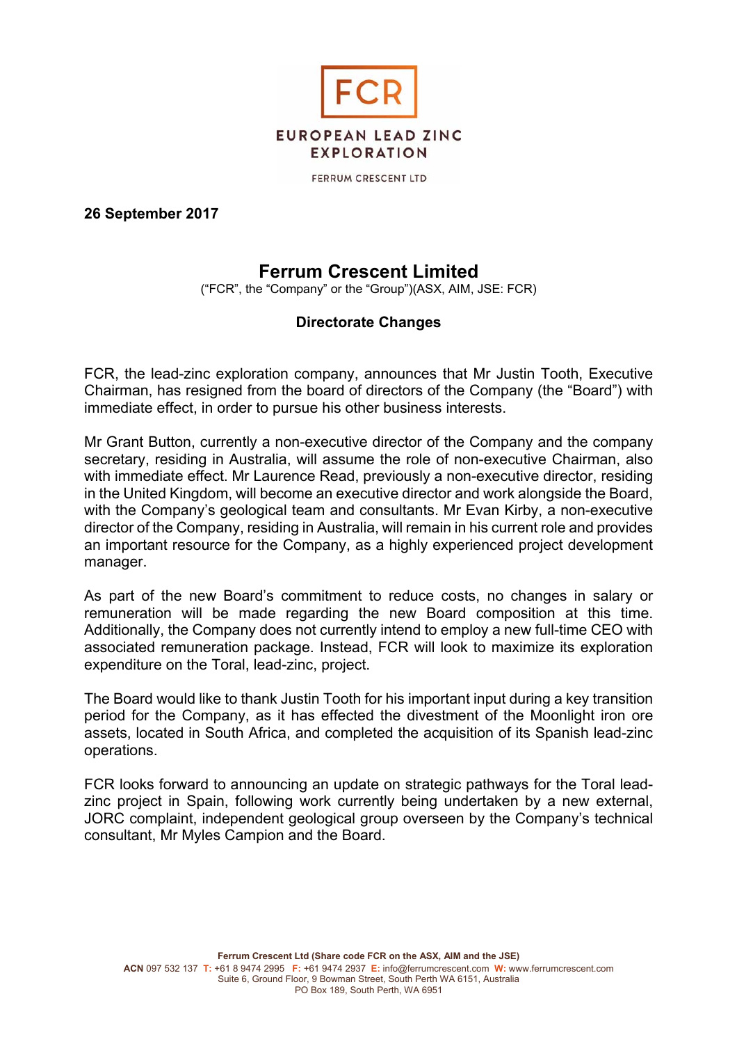FCR

EUROPEAN LEAD ZINC EXPLORATION

FERRUM CRESCENT LTD

**26 September 2017**

# Ferrum Crescent Limited

("FCR", the "Company" or the "Group")(ASX, AIM, JSE: FCR)

## Directorate Changes

FCR, the lead-zinc exploration company, announces that Mr Justin Tooth, Executive Chairman, has resigned from the board of directors of the Company (the "Board") with immediate effect, in order to pursue his other business interests.

Mr Grant Button, currently a non-executive director of the Company and the company secretary, residing in Australia, will assume the role of non-executive Chairman, also with immediate effect. Mr Laurence Read, previously a non-executive director, residing in the United Kingdom, will become an executive director and work alongside the Board, with the Company's geological team and consultants. Mr Evan Kirby, a non-executive director of the Company, residing in Australia, will remain in his current role and provides an important resource for the Company, as a highly experienced project development manager.

As part of the new Board's commitment to reduce costs, no changes in salary or remuneration will be made regarding the new Board composition at this time. Additionally, the Company does not currently intend to employ a new full-time CEO with associated remuneration package. Instead, FCR will look to maximize its exploration expenditure on the Toral, lead-zinc, project.

The Board would like to thank Justin Tooth for his important input during a key transition period for the Company, as it has effected the divestment of the Moonlight iron ore assets, located in South Africa, and completed the acquisition of its Spanish lead-zinc operations.

FCR looks forward to announcing an update on strategic pathways for the Toral lead-zinc project in Spain, following work currently being undertaken by a new external, JORC complaint, independent geological group overseen by the Company's technical consultant, Mr Myles Campion and the Board.

**Ferrum Crescent Ltd (Share code FCR on the ASX, AIM and the JSE)**
**ACN** 097 532 137 **T:** +61 8 9474 2995 **F:** +61 9474 2937 **E:** info@ferrumcrescent.com **W:** www.ferrumcrescent.com
Suite 6, Ground Floor, 9 Bowman Street, South Perth WA 6151, Australia
PO Box 189, South Perth, WA 6951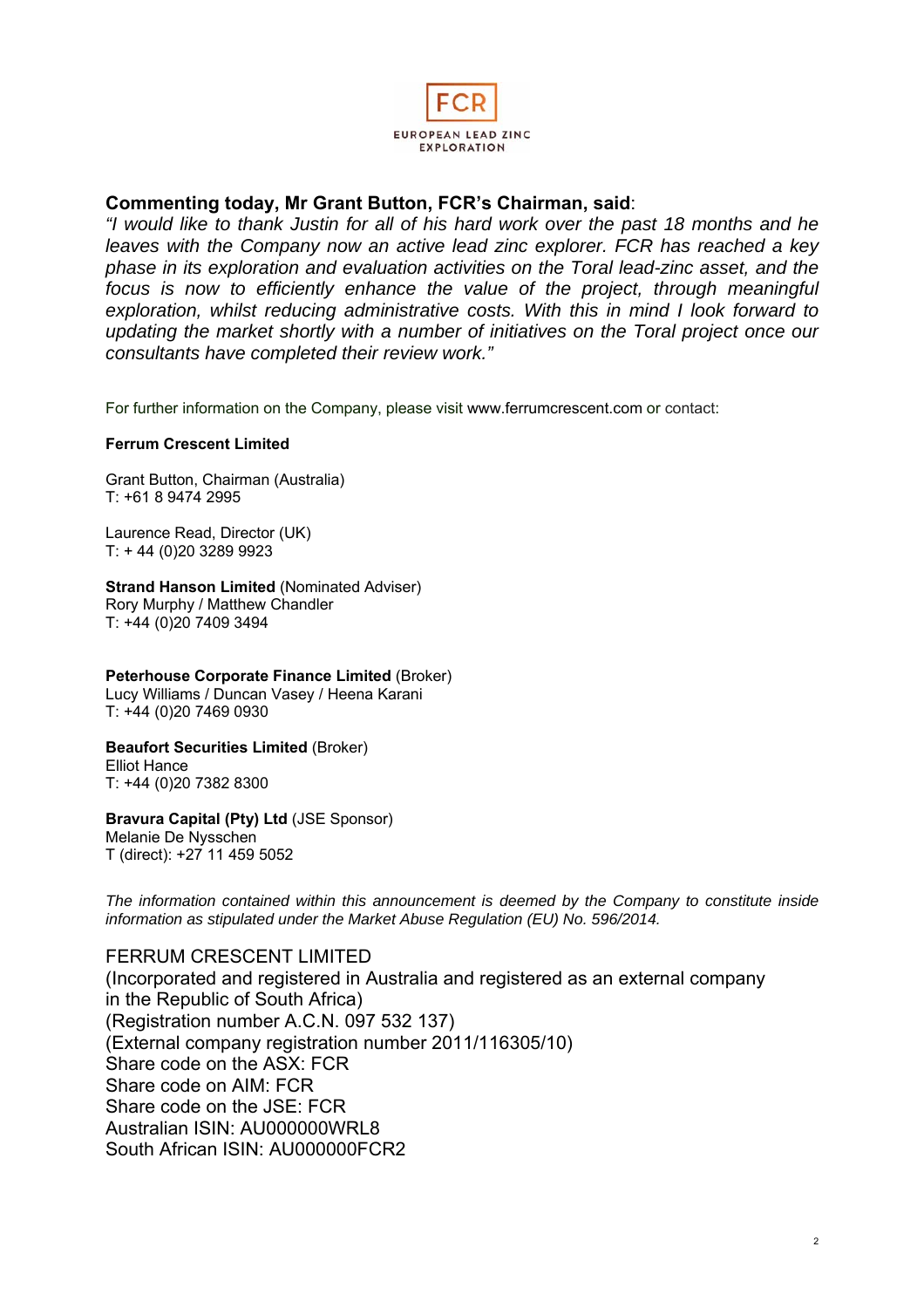FCR
EUROPEAN LEAD ZINC
EXPLORATION

**Commenting today, Mr Grant Button, FCR's Chairman, said**:
*"I would like to thank Justin for all of his hard work over the past 18 months and he leaves with the Company now an active lead zinc explorer. FCR has reached a key phase in its exploration and evaluation activities on the Toral lead-zinc asset, and the focus is now to efficiently enhance the value of the project, through meaningful exploration, whilst reducing administrative costs. With this in mind I look forward to updating the market shortly with a number of initiatives on the Toral project once our consultants have completed their review work."*

For further information on the Company, please visit www.ferrumcrescent.com or contact:

**Ferrum Crescent Limited**

Grant Button, Chairman (Australia)
T: +61 8 9474 2995

Laurence Read, Director (UK)
T: + 44 (0)20 3289 9923

**Strand Hanson Limited** (Nominated Adviser)
Rory Murphy / Matthew Chandler
T: +44 (0)20 7409 3494

**Peterhouse Corporate Finance Limited** (Broker)
Lucy Williams / Duncan Vasey / Heena Karani
T: +44 (0)20 7469 0930

**Beaufort Securities Limited** (Broker)
Elliot Hance
T: +44 (0)20 7382 8300

**Bravura Capital (Pty) Ltd** (JSE Sponsor)
Melanie De Nysschen
T (direct): +27 11 459 5052

*The information contained within this announcement is deemed by the Company to constitute inside information as stipulated under the Market Abuse Regulation (EU) No. 596/2014.*

FERRUM CRESCENT LIMITED
(Incorporated and registered in Australia and registered as an external company in the Republic of South Africa)
(Registration number A.C.N. 097 532 137)
(External company registration number 2011/116305/10)
Share code on the ASX: FCR
Share code on AIM: FCR
Share code on the JSE: FCR
Australian ISIN: AU000000WRL8
South African ISIN: AU000000FCR2